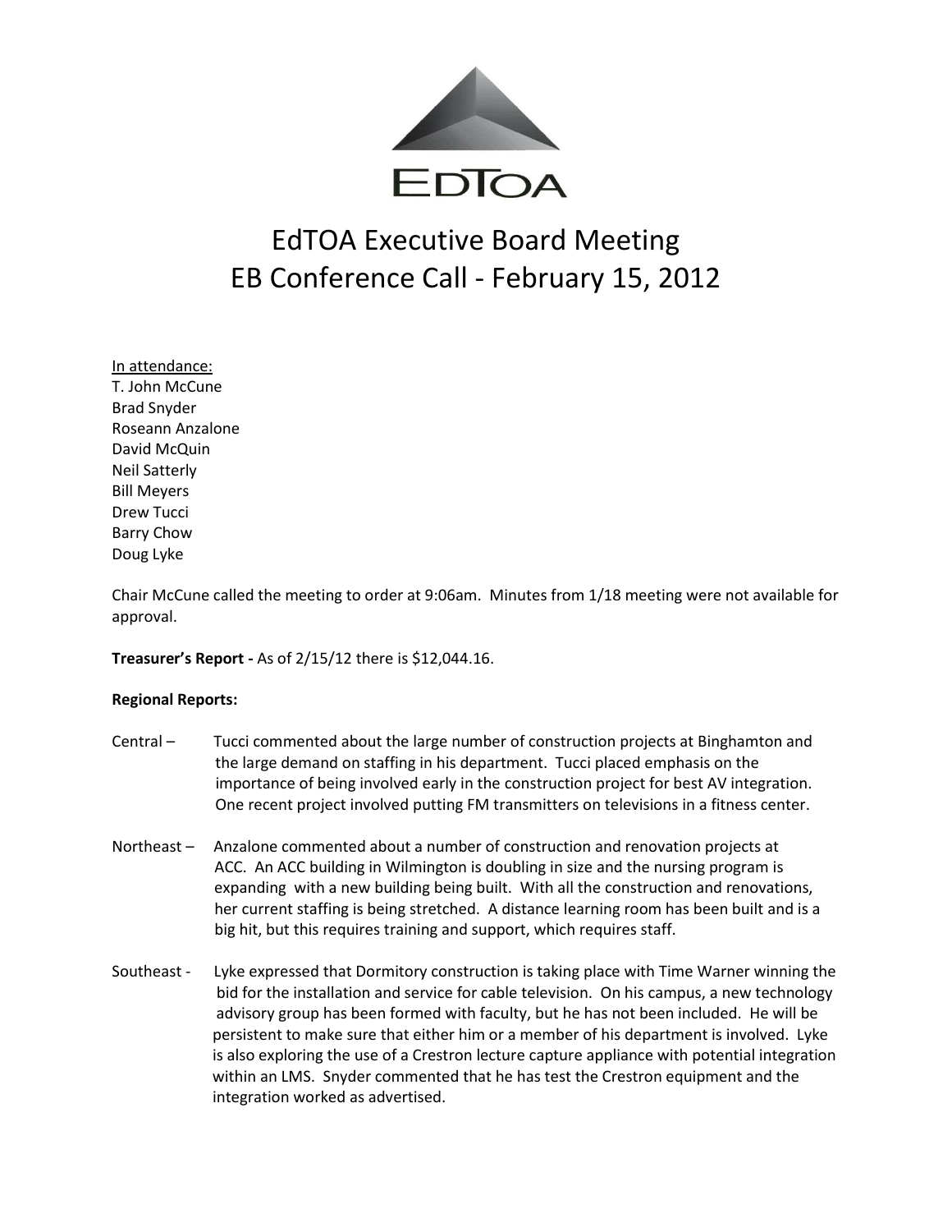EDTOA

# EdTOA Executive Board Meeting
# EB Conference Call - February 15, 2012

In attendance:
T. John McCune
Brad Snyder
Roseann Anzalone
David McQuin
Neil Satterly
Bill Meyers
Drew Tucci
Barry Chow
Doug Lyke

Chair McCune called the meeting to order at 9:06am. Minutes from 1/18 meeting were not available for approval.

**Treasurer's Report -** As of 2/15/12 there is $12,044.16.

**Regional Reports:**

Central – Tucci commented about the large number of construction projects at Binghamton and the large demand on staffing in his department. Tucci placed emphasis on the importance of being involved early in the construction project for best AV integration. One recent project involved putting FM transmitters on televisions in a fitness center.

Northeast – Anzalone commented about a number of construction and renovation projects at ACC. An ACC building in Wilmington is doubling in size and the nursing program is expanding with a new building being built. With all the construction and renovations, her current staffing is being stretched. A distance learning room has been built and is a big hit, but this requires training and support, which requires staff.

Southeast - Lyke expressed that Dormitory construction is taking place with Time Warner winning the bid for the installation and service for cable television. On his campus, a new technology advisory group has been formed with faculty, but he has not been included. He will be persistent to make sure that either him or a member of his department is involved. Lyke is also exploring the use of a Crestron lecture capture appliance with potential integration within an LMS. Snyder commented that he has test the Crestron equipment and the integration worked as advertised.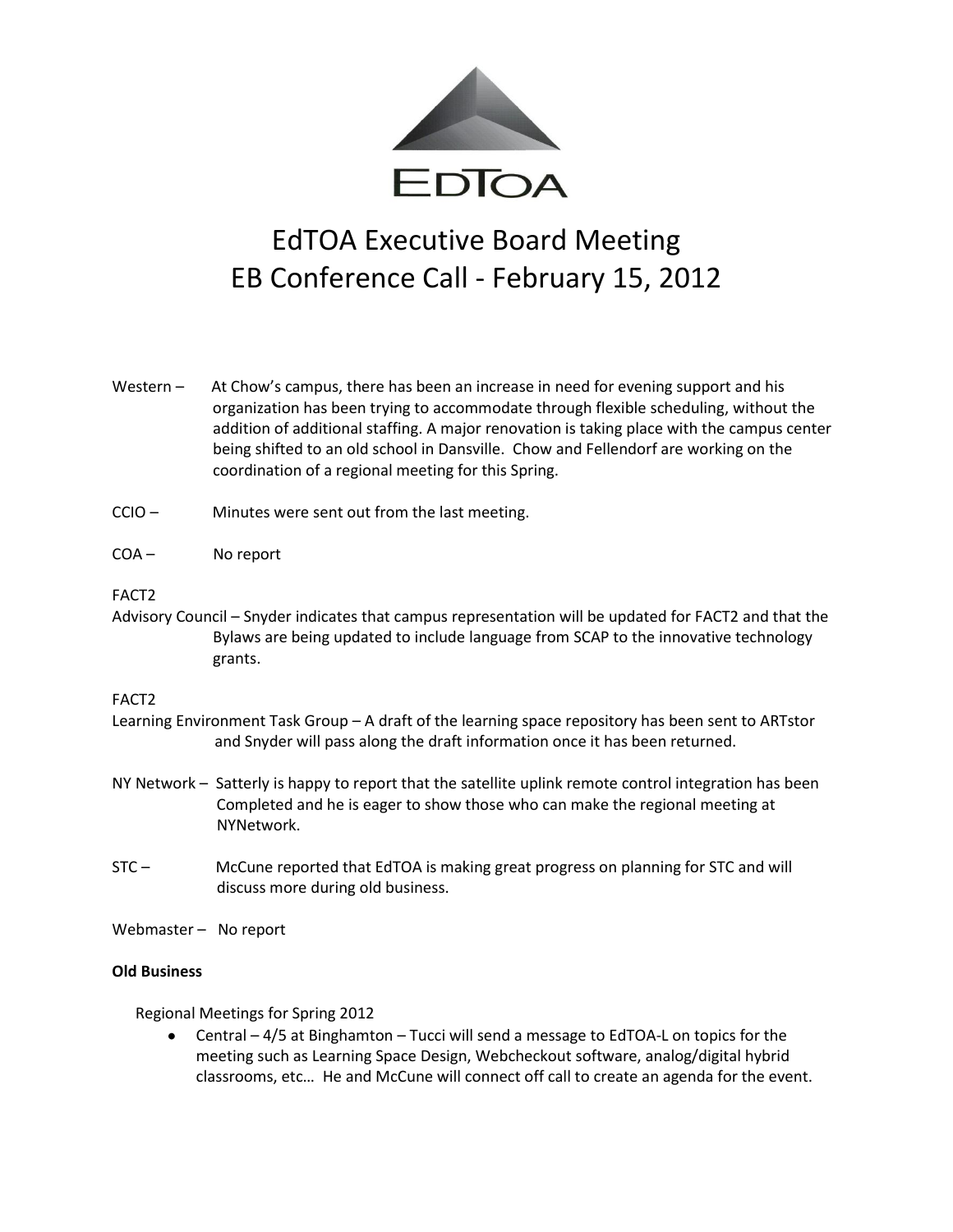EDTOA

# EdTOA Executive Board Meeting
# EB Conference Call - February 15, 2012

Western – At Chow's campus, there has been an increase in need for evening support and his organization has been trying to accommodate through flexible scheduling, without the addition of additional staffing. A major renovation is taking place with the campus center being shifted to an old school in Dansville. Chow and Fellendorf are working on the coordination of a regional meeting for this Spring.

CCIO – Minutes were sent out from the last meeting.

COA – No report

FACT2
Advisory Council – Snyder indicates that campus representation will be updated for FACT2 and that the Bylaws are being updated to include language from SCAP to the innovative technology grants.

FACT2
Learning Environment Task Group – A draft of the learning space repository has been sent to ARTstor and Snyder will pass along the draft information once it has been returned.

NY Network – Satterly is happy to report that the satellite uplink remote control integration has been Completed and he is eager to show those who can make the regional meeting at NYNetwork.

STC – McCune reported that EdTOA is making great progress on planning for STC and will discuss more during old business.

Webmaster – No report

**Old Business**

Regional Meetings for Spring 2012

- Central – 4/5 at Binghamton – Tucci will send a message to EdTOA-L on topics for the meeting such as Learning Space Design, Webcheckout software, analog/digital hybrid classrooms, etc… He and McCune will connect off call to create an agenda for the event.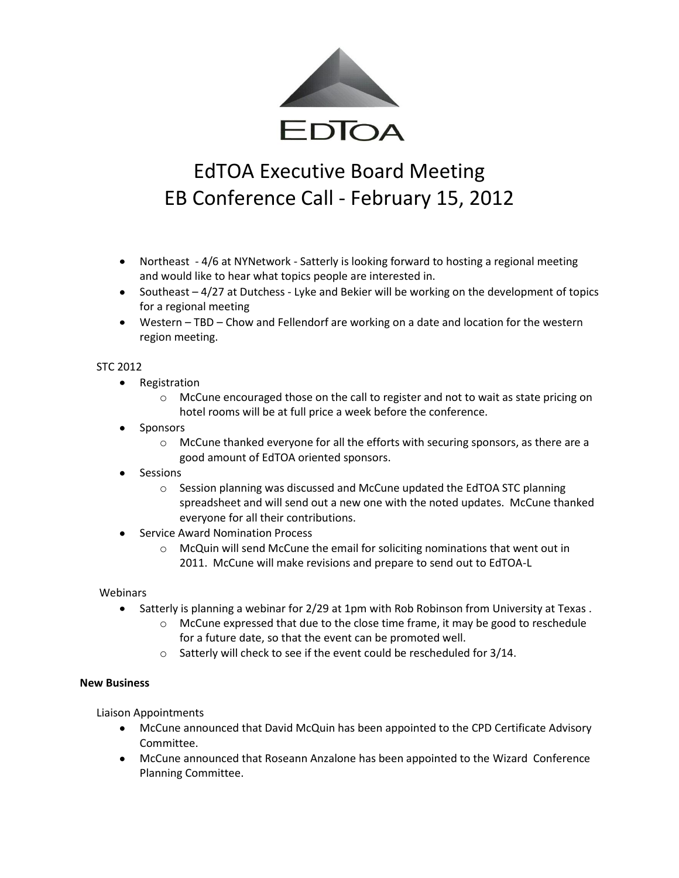# EdTOA Executive Board Meeting
# EB Conference Call - February 15, 2012

- Northeast - 4/6 at NYNetwork - Satterly is looking forward to hosting a regional meeting and would like to hear what topics people are interested in.
- Southeast – 4/27 at Dutchess - Lyke and Bekier will be working on the development of topics for a regional meeting
- Western – TBD – Chow and Fellendorf are working on a date and location for the western region meeting.

STC 2012

- Registration
  - McCune encouraged those on the call to register and not to wait as state pricing on hotel rooms will be at full price a week before the conference.
- Sponsors
  - McCune thanked everyone for all the efforts with securing sponsors, as there are a good amount of EdTOA oriented sponsors.
- Sessions
  - Session planning was discussed and McCune updated the EdTOA STC planning spreadsheet and will send out a new one with the noted updates. McCune thanked everyone for all their contributions.
- Service Award Nomination Process
  - McQuin will send McCune the email for soliciting nominations that went out in 2011. McCune will make revisions and prepare to send out to EdTOA-L

Webinars

- Satterly is planning a webinar for 2/29 at 1pm with Rob Robinson from University at Texas .
  - McCune expressed that due to the close time frame, it may be good to reschedule for a future date, so that the event can be promoted well.
  - Satterly will check to see if the event could be rescheduled for 3/14.

**New Business**

Liaison Appointments

- McCune announced that David McQuin has been appointed to the CPD Certificate Advisory Committee.
- McCune announced that Roseann Anzalone has been appointed to the Wizard Conference Planning Committee.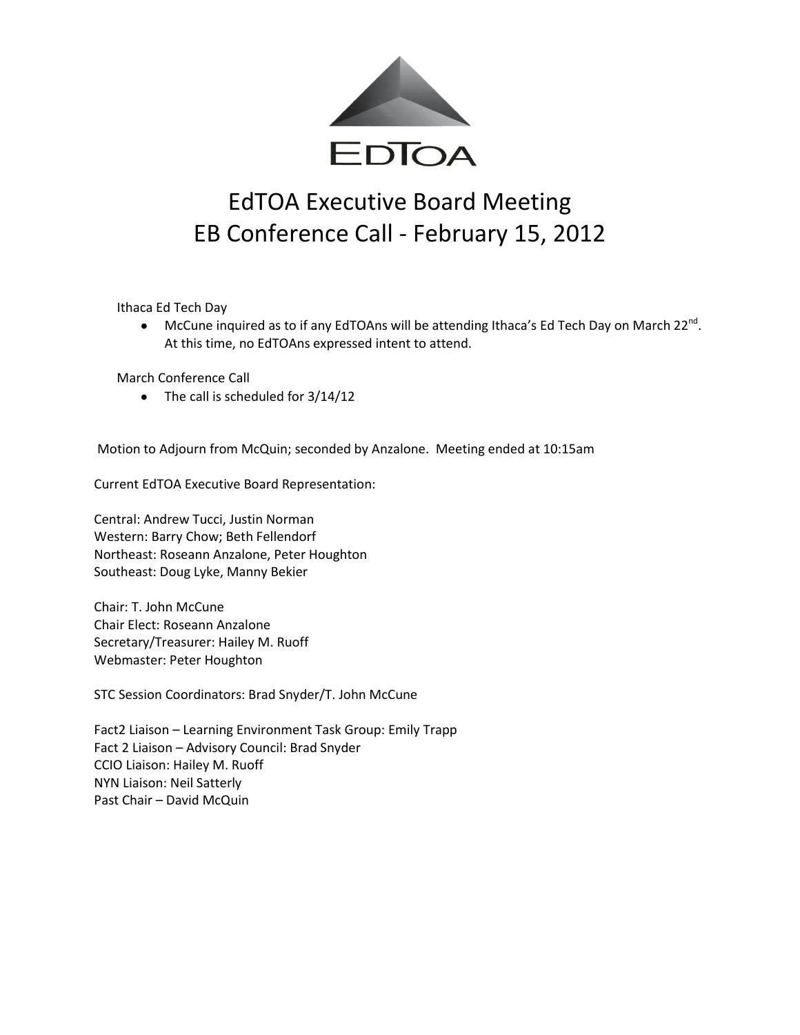# EdTOA Executive Board Meeting
# EB Conference Call - February 15, 2012

Ithaca Ed Tech Day

- McCune inquired as to if any EdTOAns will be attending Ithaca's Ed Tech Day on March 22nd. At this time, no EdTOAns expressed intent to attend.

March Conference Call

- The call is scheduled for 3/14/12

Motion to Adjourn from McQuin; seconded by Anzalone. Meeting ended at 10:15am

Current EdTOA Executive Board Representation:

Central: Andrew Tucci, Justin Norman
Western: Barry Chow; Beth Fellendorf
Northeast: Roseann Anzalone, Peter Houghton
Southeast: Doug Lyke, Manny Bekier

Chair: T. John McCune
Chair Elect: Roseann Anzalone
Secretary/Treasurer: Hailey M. Ruoff
Webmaster: Peter Houghton

STC Session Coordinators: Brad Snyder/T. John McCune

Fact2 Liaison – Learning Environment Task Group: Emily Trapp
Fact 2 Liaison – Advisory Council: Brad Snyder
CCIO Liaison: Hailey M. Ruoff
NYN Liaison: Neil Satterly
Past Chair – David McQuin